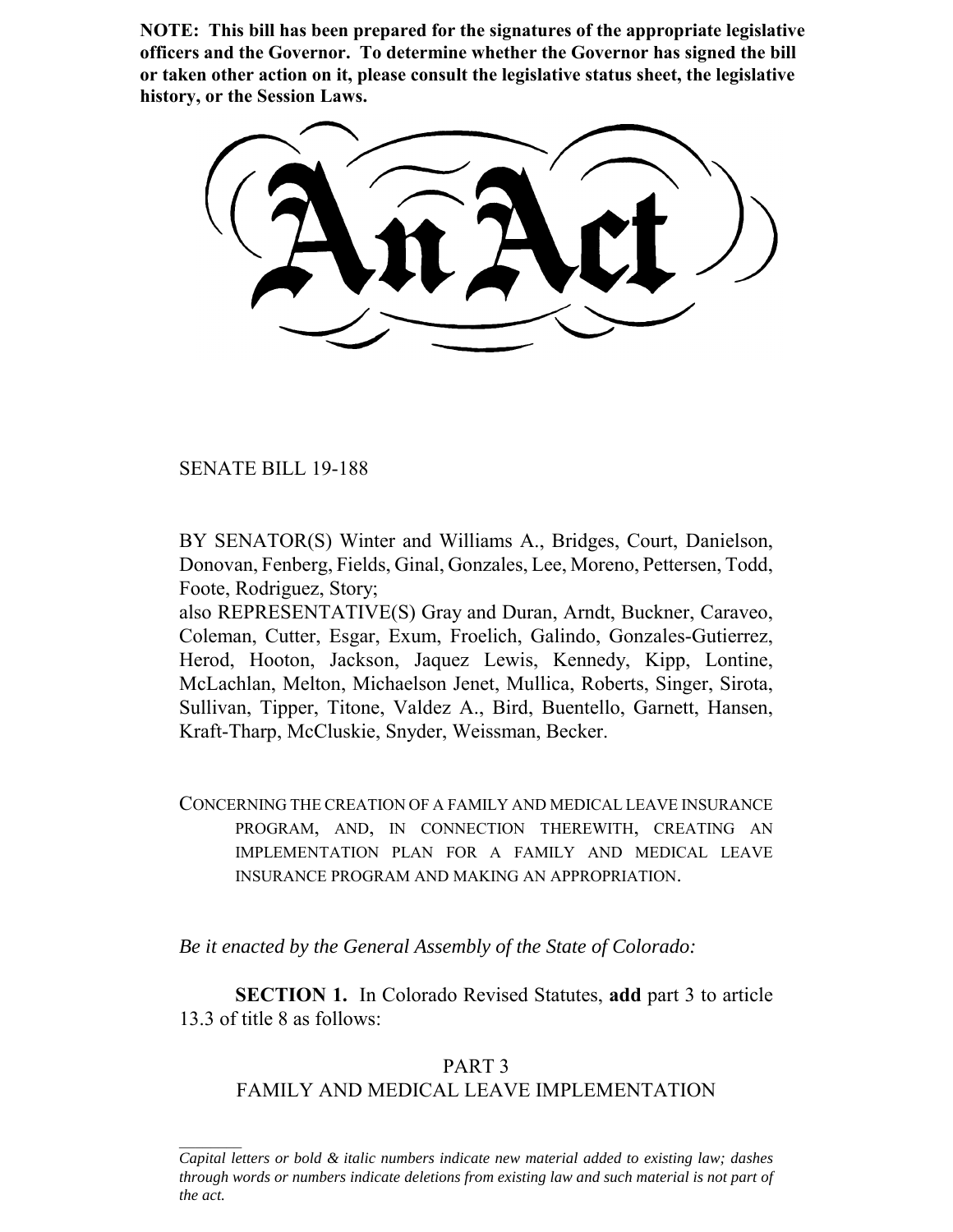**NOTE: This bill has been prepared for the signatures of the appropriate legislative officers and the Governor. To determine whether the Governor has signed the bill or taken other action on it, please consult the legislative status sheet, the legislative history, or the Session Laws.**

# An Act

SENATE BILL 19-188

BY SENATOR(S) Winter and Williams A., Bridges, Court, Danielson, Donovan, Fenberg, Fields, Ginal, Gonzales, Lee, Moreno, Pettersen, Todd, Foote, Rodriguez, Story;
also REPRESENTATIVE(S) Gray and Duran, Arndt, Buckner, Caraveo, Coleman, Cutter, Esgar, Exum, Froelich, Galindo, Gonzales-Gutierrez, Herod, Hooton, Jackson, Jaquez Lewis, Kennedy, Kipp, Lontine, McLachlan, Melton, Michaelson Jenet, Mullica, Roberts, Singer, Sirota, Sullivan, Tipper, Titone, Valdez A., Bird, Buentello, Garnett, Hansen, Kraft-Tharp, McCluskie, Snyder, Weissman, Becker.

CONCERNING THE CREATION OF A FAMILY AND MEDICAL LEAVE INSURANCE PROGRAM, AND, IN CONNECTION THEREWITH, CREATING AN IMPLEMENTATION PLAN FOR A FAMILY AND MEDICAL LEAVE INSURANCE PROGRAM AND MAKING AN APPROPRIATION.

*Be it enacted by the General Assembly of the State of Colorado:*

**SECTION 1.** In Colorado Revised Statutes, **add** part 3 to article 13.3 of title 8 as follows:

PART 3
FAMILY AND MEDICAL LEAVE IMPLEMENTATION

*Capital letters or bold & italic numbers indicate new material added to existing law; dashes through words or numbers indicate deletions from existing law and such material is not part of the act.*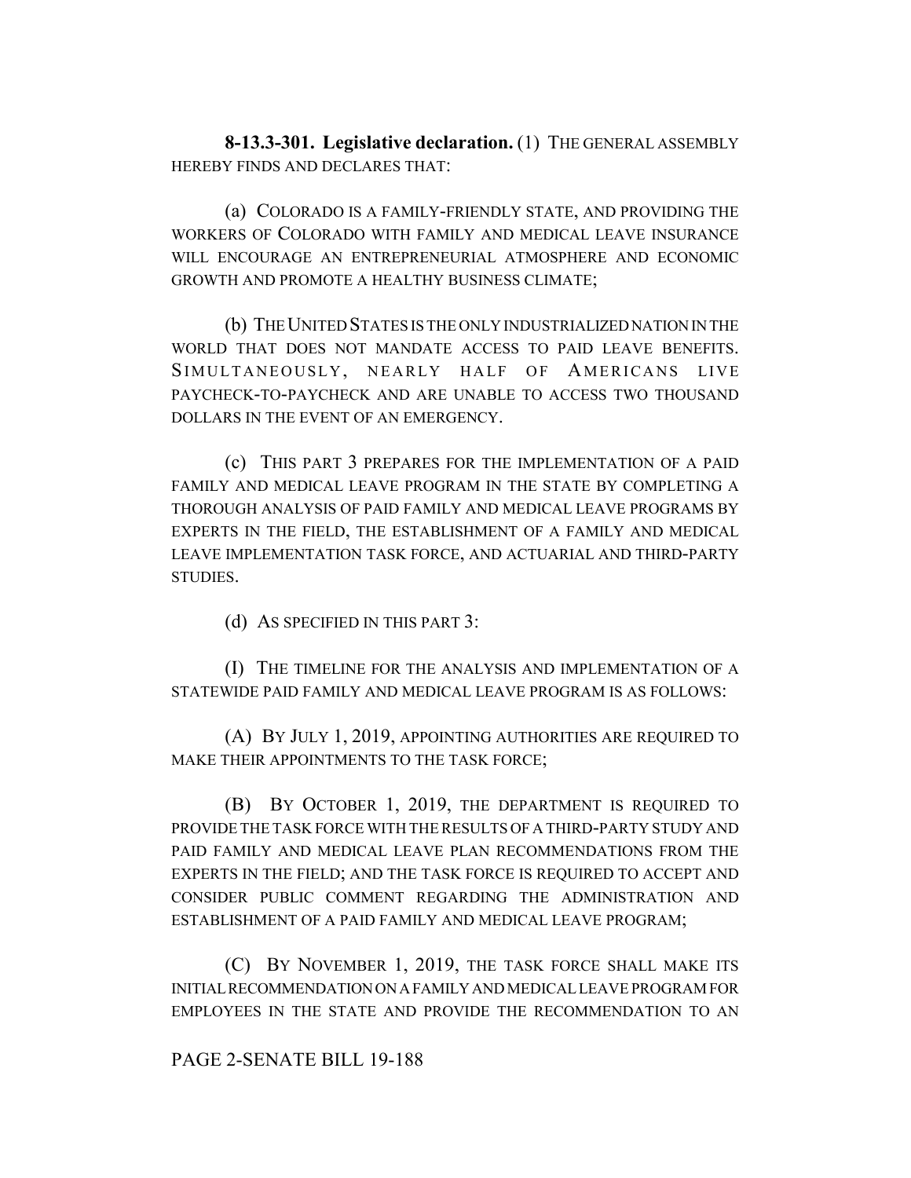**8-13.3-301. Legislative declaration.** (1) THE GENERAL ASSEMBLY HEREBY FINDS AND DECLARES THAT:

(a) COLORADO IS A FAMILY-FRIENDLY STATE, AND PROVIDING THE WORKERS OF COLORADO WITH FAMILY AND MEDICAL LEAVE INSURANCE WILL ENCOURAGE AN ENTREPRENEURIAL ATMOSPHERE AND ECONOMIC GROWTH AND PROMOTE A HEALTHY BUSINESS CLIMATE;

(b) THE UNITED STATES IS THE ONLY INDUSTRIALIZED NATION IN THE WORLD THAT DOES NOT MANDATE ACCESS TO PAID LEAVE BENEFITS. SIMULTANEOUSLY, NEARLY HALF OF AMERICANS LIVE PAYCHECK-TO-PAYCHECK AND ARE UNABLE TO ACCESS TWO THOUSAND DOLLARS IN THE EVENT OF AN EMERGENCY.

(c) THIS PART 3 PREPARES FOR THE IMPLEMENTATION OF A PAID FAMILY AND MEDICAL LEAVE PROGRAM IN THE STATE BY COMPLETING A THOROUGH ANALYSIS OF PAID FAMILY AND MEDICAL LEAVE PROGRAMS BY EXPERTS IN THE FIELD, THE ESTABLISHMENT OF A FAMILY AND MEDICAL LEAVE IMPLEMENTATION TASK FORCE, AND ACTUARIAL AND THIRD-PARTY STUDIES.

(d) AS SPECIFIED IN THIS PART 3:

(I) THE TIMELINE FOR THE ANALYSIS AND IMPLEMENTATION OF A STATEWIDE PAID FAMILY AND MEDICAL LEAVE PROGRAM IS AS FOLLOWS:

(A) BY JULY 1, 2019, APPOINTING AUTHORITIES ARE REQUIRED TO MAKE THEIR APPOINTMENTS TO THE TASK FORCE;

(B) BY OCTOBER 1, 2019, THE DEPARTMENT IS REQUIRED TO PROVIDE THE TASK FORCE WITH THE RESULTS OF A THIRD-PARTY STUDY AND PAID FAMILY AND MEDICAL LEAVE PLAN RECOMMENDATIONS FROM THE EXPERTS IN THE FIELD; AND THE TASK FORCE IS REQUIRED TO ACCEPT AND CONSIDER PUBLIC COMMENT REGARDING THE ADMINISTRATION AND ESTABLISHMENT OF A PAID FAMILY AND MEDICAL LEAVE PROGRAM;

(C) BY NOVEMBER 1, 2019, THE TASK FORCE SHALL MAKE ITS INITIAL RECOMMENDATION ON A FAMILY AND MEDICAL LEAVE PROGRAM FOR EMPLOYEES IN THE STATE AND PROVIDE THE RECOMMENDATION TO AN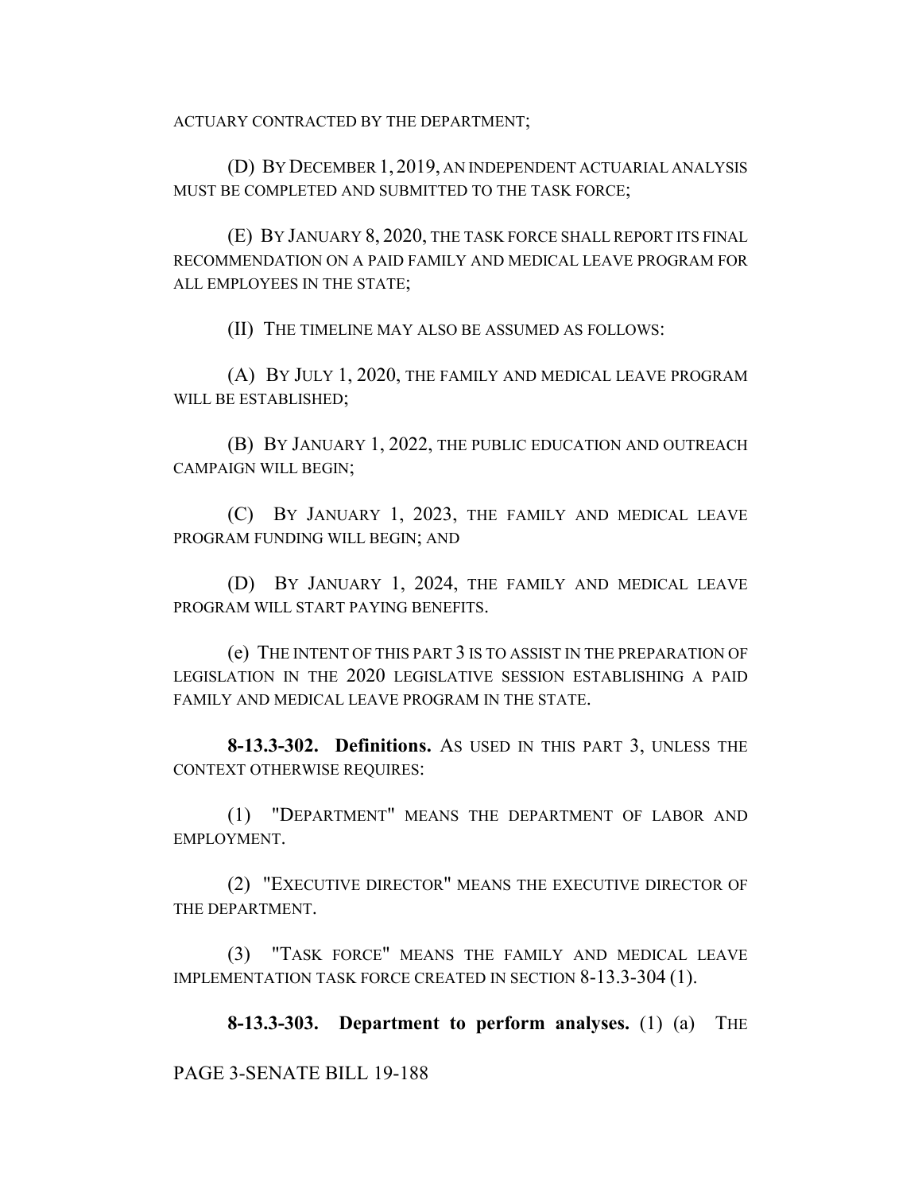ACTUARY CONTRACTED BY THE DEPARTMENT;

(D) BY DECEMBER 1, 2019, AN INDEPENDENT ACTUARIAL ANALYSIS MUST BE COMPLETED AND SUBMITTED TO THE TASK FORCE;

(E) BY JANUARY 8, 2020, THE TASK FORCE SHALL REPORT ITS FINAL RECOMMENDATION ON A PAID FAMILY AND MEDICAL LEAVE PROGRAM FOR ALL EMPLOYEES IN THE STATE;

(II) THE TIMELINE MAY ALSO BE ASSUMED AS FOLLOWS:

(A) BY JULY 1, 2020, THE FAMILY AND MEDICAL LEAVE PROGRAM WILL BE ESTABLISHED;

(B) BY JANUARY 1, 2022, THE PUBLIC EDUCATION AND OUTREACH CAMPAIGN WILL BEGIN;

(C) BY JANUARY 1, 2023, THE FAMILY AND MEDICAL LEAVE PROGRAM FUNDING WILL BEGIN; AND

(D) BY JANUARY 1, 2024, THE FAMILY AND MEDICAL LEAVE PROGRAM WILL START PAYING BENEFITS.

(e) THE INTENT OF THIS PART 3 IS TO ASSIST IN THE PREPARATION OF LEGISLATION IN THE 2020 LEGISLATIVE SESSION ESTABLISHING A PAID FAMILY AND MEDICAL LEAVE PROGRAM IN THE STATE.

**8-13.3-302. Definitions.** AS USED IN THIS PART 3, UNLESS THE CONTEXT OTHERWISE REQUIRES:

(1) "DEPARTMENT" MEANS THE DEPARTMENT OF LABOR AND EMPLOYMENT.

(2) "EXECUTIVE DIRECTOR" MEANS THE EXECUTIVE DIRECTOR OF THE DEPARTMENT.

(3) "TASK FORCE" MEANS THE FAMILY AND MEDICAL LEAVE IMPLEMENTATION TASK FORCE CREATED IN SECTION 8-13.3-304 (1).

**8-13.3-303. Department to perform analyses.** (1) (a) THE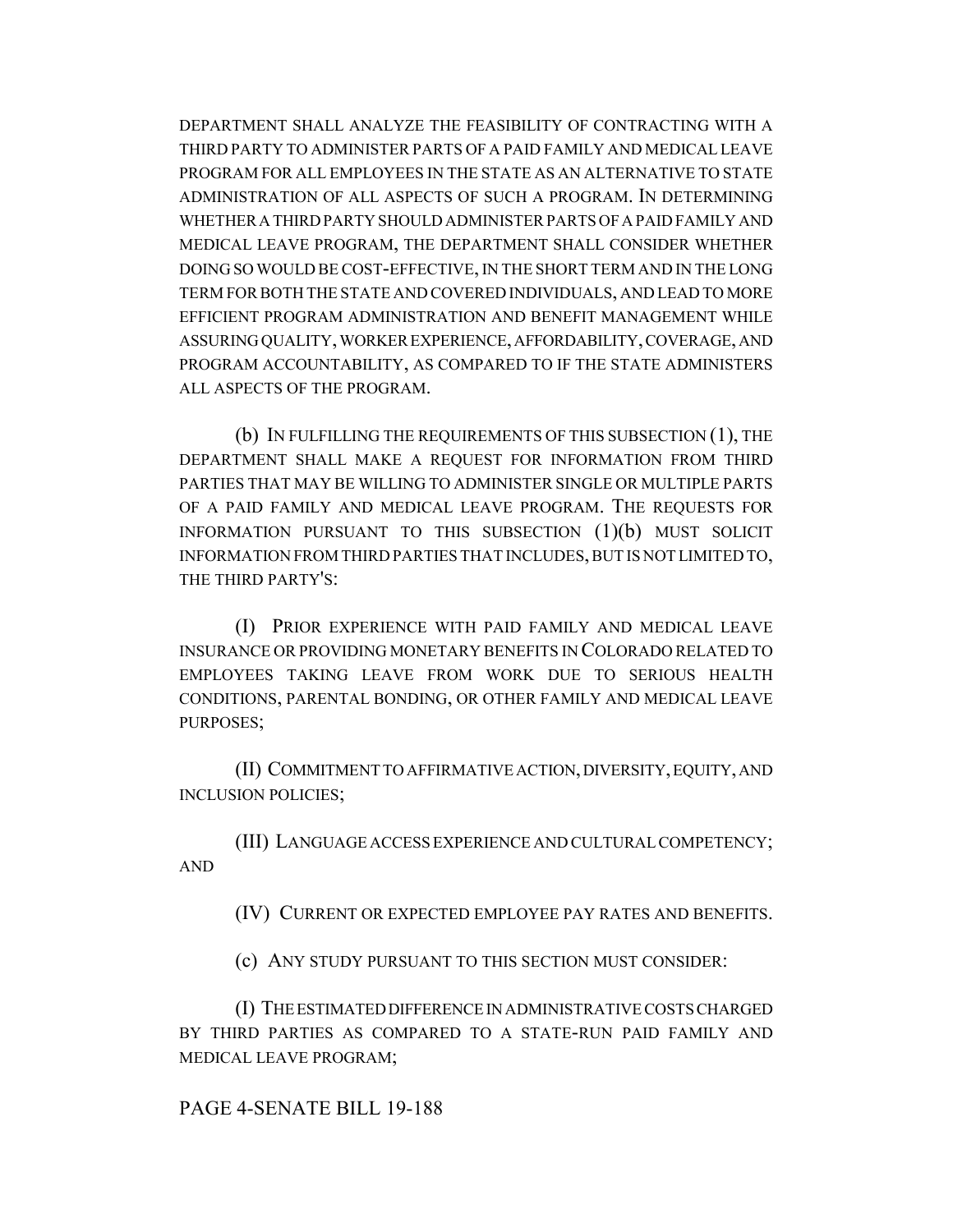DEPARTMENT SHALL ANALYZE THE FEASIBILITY OF CONTRACTING WITH A THIRD PARTY TO ADMINISTER PARTS OF A PAID FAMILY AND MEDICAL LEAVE PROGRAM FOR ALL EMPLOYEES IN THE STATE AS AN ALTERNATIVE TO STATE ADMINISTRATION OF ALL ASPECTS OF SUCH A PROGRAM. IN DETERMINING WHETHER A THIRD PARTY SHOULD ADMINISTER PARTS OF A PAID FAMILY AND MEDICAL LEAVE PROGRAM, THE DEPARTMENT SHALL CONSIDER WHETHER DOING SO WOULD BE COST-EFFECTIVE, IN THE SHORT TERM AND IN THE LONG TERM FOR BOTH THE STATE AND COVERED INDIVIDUALS, AND LEAD TO MORE EFFICIENT PROGRAM ADMINISTRATION AND BENEFIT MANAGEMENT WHILE ASSURING QUALITY, WORKER EXPERIENCE, AFFORDABILITY, COVERAGE, AND PROGRAM ACCOUNTABILITY, AS COMPARED TO IF THE STATE ADMINISTERS ALL ASPECTS OF THE PROGRAM.

(b) IN FULFILLING THE REQUIREMENTS OF THIS SUBSECTION (1), THE DEPARTMENT SHALL MAKE A REQUEST FOR INFORMATION FROM THIRD PARTIES THAT MAY BE WILLING TO ADMINISTER SINGLE OR MULTIPLE PARTS OF A PAID FAMILY AND MEDICAL LEAVE PROGRAM. THE REQUESTS FOR INFORMATION PURSUANT TO THIS SUBSECTION (1)(b) MUST SOLICIT INFORMATION FROM THIRD PARTIES THAT INCLUDES, BUT IS NOT LIMITED TO, THE THIRD PARTY'S:

(I) PRIOR EXPERIENCE WITH PAID FAMILY AND MEDICAL LEAVE INSURANCE OR PROVIDING MONETARY BENEFITS IN COLORADO RELATED TO EMPLOYEES TAKING LEAVE FROM WORK DUE TO SERIOUS HEALTH CONDITIONS, PARENTAL BONDING, OR OTHER FAMILY AND MEDICAL LEAVE PURPOSES;

(II) COMMITMENT TO AFFIRMATIVE ACTION, DIVERSITY, EQUITY, AND INCLUSION POLICIES;

(III) LANGUAGE ACCESS EXPERIENCE AND CULTURAL COMPETENCY; AND

(IV) CURRENT OR EXPECTED EMPLOYEE PAY RATES AND BENEFITS.

(c) ANY STUDY PURSUANT TO THIS SECTION MUST CONSIDER:

(I) THE ESTIMATED DIFFERENCE IN ADMINISTRATIVE COSTS CHARGED BY THIRD PARTIES AS COMPARED TO A STATE-RUN PAID FAMILY AND MEDICAL LEAVE PROGRAM;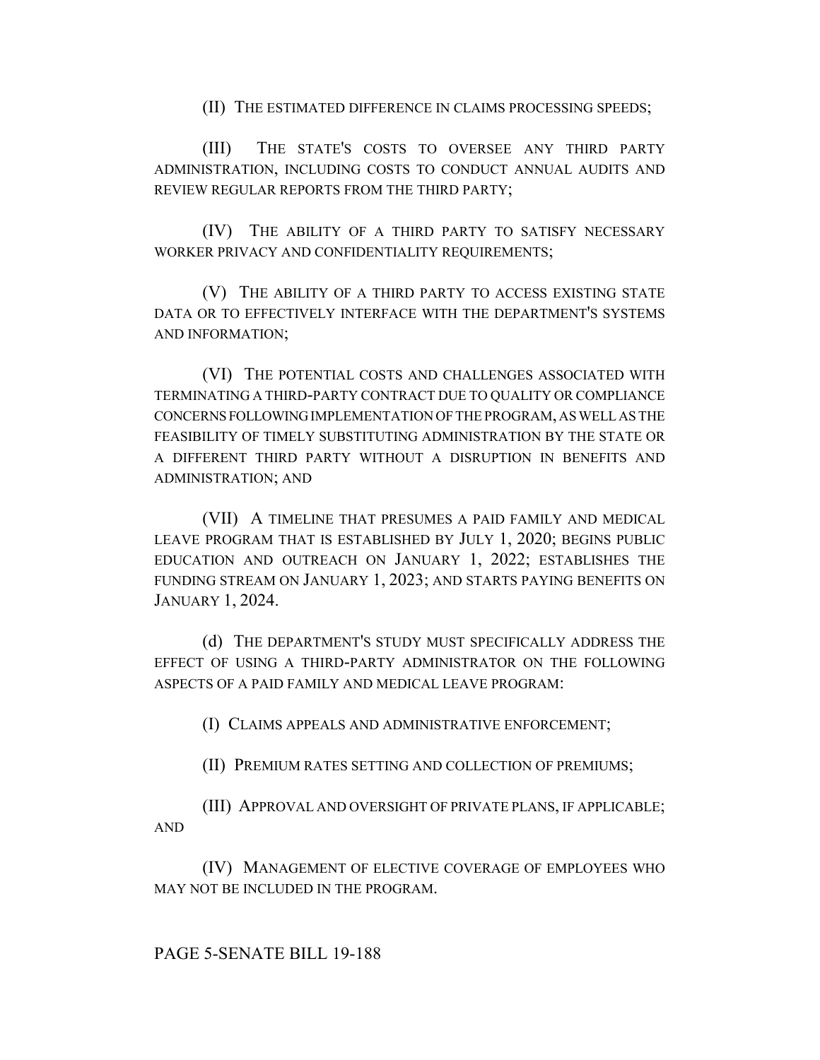(II) THE ESTIMATED DIFFERENCE IN CLAIMS PROCESSING SPEEDS;

(III) THE STATE'S COSTS TO OVERSEE ANY THIRD PARTY ADMINISTRATION, INCLUDING COSTS TO CONDUCT ANNUAL AUDITS AND REVIEW REGULAR REPORTS FROM THE THIRD PARTY;

(IV) THE ABILITY OF A THIRD PARTY TO SATISFY NECESSARY WORKER PRIVACY AND CONFIDENTIALITY REQUIREMENTS;

(V) THE ABILITY OF A THIRD PARTY TO ACCESS EXISTING STATE DATA OR TO EFFECTIVELY INTERFACE WITH THE DEPARTMENT'S SYSTEMS AND INFORMATION;

(VI) THE POTENTIAL COSTS AND CHALLENGES ASSOCIATED WITH TERMINATING A THIRD-PARTY CONTRACT DUE TO QUALITY OR COMPLIANCE CONCERNS FOLLOWING IMPLEMENTATION OF THE PROGRAM, AS WELL AS THE FEASIBILITY OF TIMELY SUBSTITUTING ADMINISTRATION BY THE STATE OR A DIFFERENT THIRD PARTY WITHOUT A DISRUPTION IN BENEFITS AND ADMINISTRATION; AND

(VII) A TIMELINE THAT PRESUMES A PAID FAMILY AND MEDICAL LEAVE PROGRAM THAT IS ESTABLISHED BY JULY 1, 2020; BEGINS PUBLIC EDUCATION AND OUTREACH ON JANUARY 1, 2022; ESTABLISHES THE FUNDING STREAM ON JANUARY 1, 2023; AND STARTS PAYING BENEFITS ON JANUARY 1, 2024.

(d) THE DEPARTMENT'S STUDY MUST SPECIFICALLY ADDRESS THE EFFECT OF USING A THIRD-PARTY ADMINISTRATOR ON THE FOLLOWING ASPECTS OF A PAID FAMILY AND MEDICAL LEAVE PROGRAM:

(I) CLAIMS APPEALS AND ADMINISTRATIVE ENFORCEMENT;

(II) PREMIUM RATES SETTING AND COLLECTION OF PREMIUMS;

(III) APPROVAL AND OVERSIGHT OF PRIVATE PLANS, IF APPLICABLE; AND

(IV) MANAGEMENT OF ELECTIVE COVERAGE OF EMPLOYEES WHO MAY NOT BE INCLUDED IN THE PROGRAM.

PAGE 5-SENATE BILL 19-188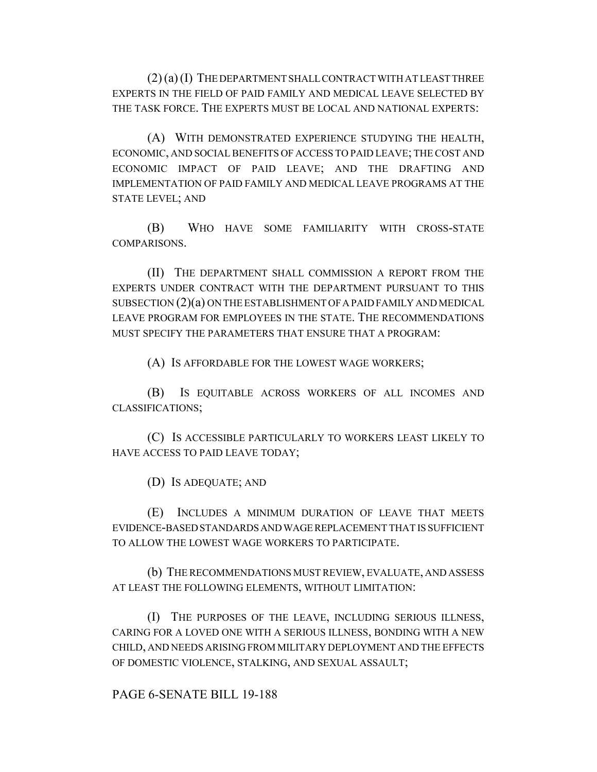(2) (a) (I) THE DEPARTMENT SHALL CONTRACT WITH AT LEAST THREE EXPERTS IN THE FIELD OF PAID FAMILY AND MEDICAL LEAVE SELECTED BY THE TASK FORCE. THE EXPERTS MUST BE LOCAL AND NATIONAL EXPERTS:

(A) WITH DEMONSTRATED EXPERIENCE STUDYING THE HEALTH, ECONOMIC, AND SOCIAL BENEFITS OF ACCESS TO PAID LEAVE; THE COST AND ECONOMIC IMPACT OF PAID LEAVE; AND THE DRAFTING AND IMPLEMENTATION OF PAID FAMILY AND MEDICAL LEAVE PROGRAMS AT THE STATE LEVEL; AND

(B) WHO HAVE SOME FAMILIARITY WITH CROSS-STATE COMPARISONS.

(II) THE DEPARTMENT SHALL COMMISSION A REPORT FROM THE EXPERTS UNDER CONTRACT WITH THE DEPARTMENT PURSUANT TO THIS SUBSECTION (2)(a) ON THE ESTABLISHMENT OF A PAID FAMILY AND MEDICAL LEAVE PROGRAM FOR EMPLOYEES IN THE STATE. THE RECOMMENDATIONS MUST SPECIFY THE PARAMETERS THAT ENSURE THAT A PROGRAM:

(A) IS AFFORDABLE FOR THE LOWEST WAGE WORKERS;

(B) IS EQUITABLE ACROSS WORKERS OF ALL INCOMES AND CLASSIFICATIONS;

(C) IS ACCESSIBLE PARTICULARLY TO WORKERS LEAST LIKELY TO HAVE ACCESS TO PAID LEAVE TODAY;

(D) IS ADEQUATE; AND

(E) INCLUDES A MINIMUM DURATION OF LEAVE THAT MEETS EVIDENCE-BASED STANDARDS AND WAGE REPLACEMENT THAT IS SUFFICIENT TO ALLOW THE LOWEST WAGE WORKERS TO PARTICIPATE.

(b) THE RECOMMENDATIONS MUST REVIEW, EVALUATE, AND ASSESS AT LEAST THE FOLLOWING ELEMENTS, WITHOUT LIMITATION:

(I) THE PURPOSES OF THE LEAVE, INCLUDING SERIOUS ILLNESS, CARING FOR A LOVED ONE WITH A SERIOUS ILLNESS, BONDING WITH A NEW CHILD, AND NEEDS ARISING FROM MILITARY DEPLOYMENT AND THE EFFECTS OF DOMESTIC VIOLENCE, STALKING, AND SEXUAL ASSAULT;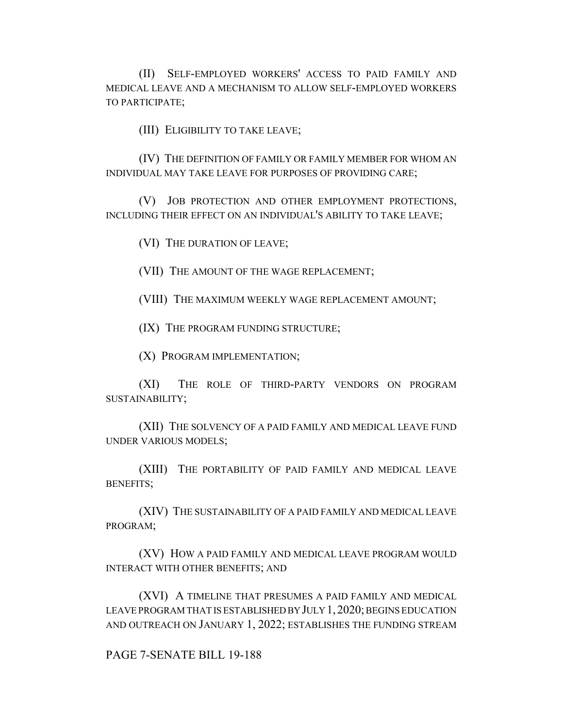(II) SELF-EMPLOYED WORKERS' ACCESS TO PAID FAMILY AND MEDICAL LEAVE AND A MECHANISM TO ALLOW SELF-EMPLOYED WORKERS TO PARTICIPATE;

(III) ELIGIBILITY TO TAKE LEAVE;

(IV) THE DEFINITION OF FAMILY OR FAMILY MEMBER FOR WHOM AN INDIVIDUAL MAY TAKE LEAVE FOR PURPOSES OF PROVIDING CARE;

(V) JOB PROTECTION AND OTHER EMPLOYMENT PROTECTIONS, INCLUDING THEIR EFFECT ON AN INDIVIDUAL'S ABILITY TO TAKE LEAVE;

(VI) THE DURATION OF LEAVE;

(VII) THE AMOUNT OF THE WAGE REPLACEMENT;

(VIII) THE MAXIMUM WEEKLY WAGE REPLACEMENT AMOUNT;

(IX) THE PROGRAM FUNDING STRUCTURE;

(X) PROGRAM IMPLEMENTATION;

(XI) THE ROLE OF THIRD-PARTY VENDORS ON PROGRAM SUSTAINABILITY;

(XII) THE SOLVENCY OF A PAID FAMILY AND MEDICAL LEAVE FUND UNDER VARIOUS MODELS;

(XIII) THE PORTABILITY OF PAID FAMILY AND MEDICAL LEAVE BENEFITS;

(XIV) THE SUSTAINABILITY OF A PAID FAMILY AND MEDICAL LEAVE PROGRAM;

(XV) HOW A PAID FAMILY AND MEDICAL LEAVE PROGRAM WOULD INTERACT WITH OTHER BENEFITS; AND

(XVI) A TIMELINE THAT PRESUMES A PAID FAMILY AND MEDICAL LEAVE PROGRAM THAT IS ESTABLISHED BY JULY 1, 2020; BEGINS EDUCATION AND OUTREACH ON JANUARY 1, 2022; ESTABLISHES THE FUNDING STREAM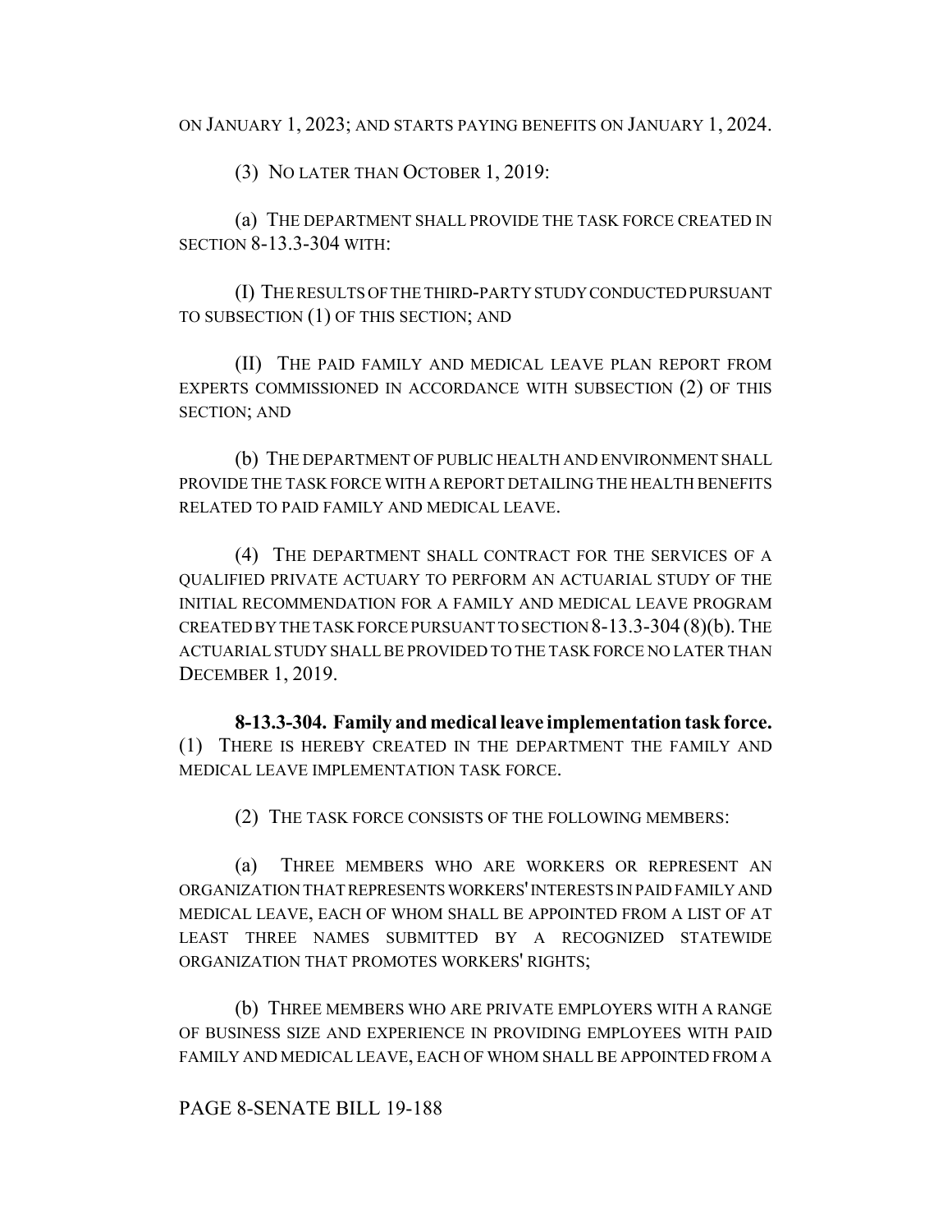ON JANUARY 1, 2023; AND STARTS PAYING BENEFITS ON JANUARY 1, 2024.

(3) NO LATER THAN OCTOBER 1, 2019:

(a) THE DEPARTMENT SHALL PROVIDE THE TASK FORCE CREATED IN SECTION 8-13.3-304 WITH:

(I) THE RESULTS OF THE THIRD-PARTY STUDY CONDUCTED PURSUANT TO SUBSECTION (1) OF THIS SECTION; AND

(II) THE PAID FAMILY AND MEDICAL LEAVE PLAN REPORT FROM EXPERTS COMMISSIONED IN ACCORDANCE WITH SUBSECTION (2) OF THIS SECTION; AND

(b) THE DEPARTMENT OF PUBLIC HEALTH AND ENVIRONMENT SHALL PROVIDE THE TASK FORCE WITH A REPORT DETAILING THE HEALTH BENEFITS RELATED TO PAID FAMILY AND MEDICAL LEAVE.

(4) THE DEPARTMENT SHALL CONTRACT FOR THE SERVICES OF A QUALIFIED PRIVATE ACTUARY TO PERFORM AN ACTUARIAL STUDY OF THE INITIAL RECOMMENDATION FOR A FAMILY AND MEDICAL LEAVE PROGRAM CREATED BY THE TASK FORCE PURSUANT TO SECTION 8-13.3-304 (8)(b). THE ACTUARIAL STUDY SHALL BE PROVIDED TO THE TASK FORCE NO LATER THAN DECEMBER 1, 2019.

**8-13.3-304. Family and medical leave implementation task force.** (1) THERE IS HEREBY CREATED IN THE DEPARTMENT THE FAMILY AND MEDICAL LEAVE IMPLEMENTATION TASK FORCE.

(2) THE TASK FORCE CONSISTS OF THE FOLLOWING MEMBERS:

(a) THREE MEMBERS WHO ARE WORKERS OR REPRESENT AN ORGANIZATION THAT REPRESENTS WORKERS' INTERESTS IN PAID FAMILY AND MEDICAL LEAVE, EACH OF WHOM SHALL BE APPOINTED FROM A LIST OF AT LEAST THREE NAMES SUBMITTED BY A RECOGNIZED STATEWIDE ORGANIZATION THAT PROMOTES WORKERS' RIGHTS;

(b) THREE MEMBERS WHO ARE PRIVATE EMPLOYERS WITH A RANGE OF BUSINESS SIZE AND EXPERIENCE IN PROVIDING EMPLOYEES WITH PAID FAMILY AND MEDICAL LEAVE, EACH OF WHOM SHALL BE APPOINTED FROM A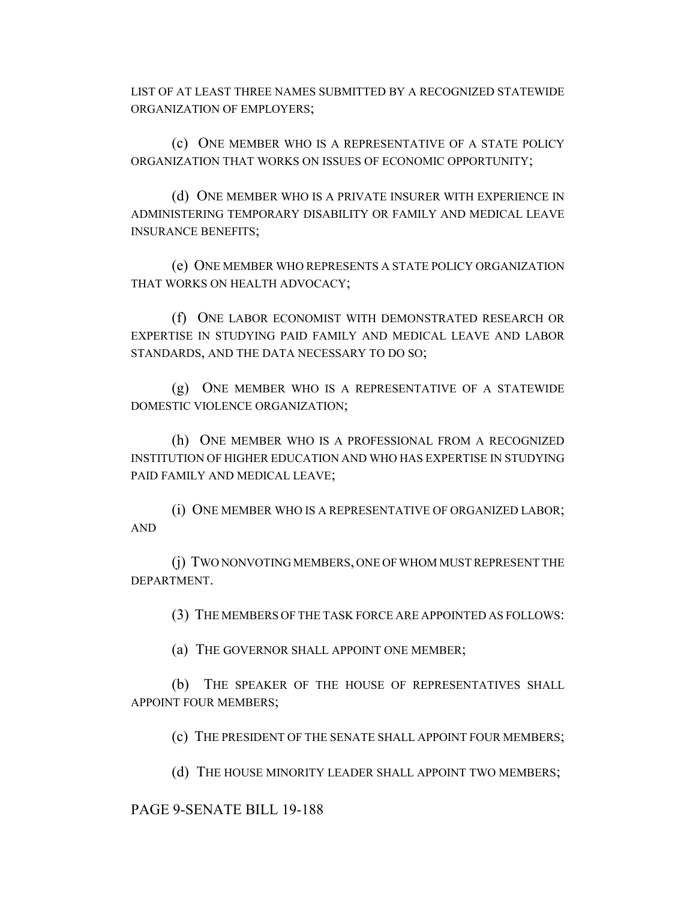LIST OF AT LEAST THREE NAMES SUBMITTED BY A RECOGNIZED STATEWIDE ORGANIZATION OF EMPLOYERS;

(c) ONE MEMBER WHO IS A REPRESENTATIVE OF A STATE POLICY ORGANIZATION THAT WORKS ON ISSUES OF ECONOMIC OPPORTUNITY;

(d) ONE MEMBER WHO IS A PRIVATE INSURER WITH EXPERIENCE IN ADMINISTERING TEMPORARY DISABILITY OR FAMILY AND MEDICAL LEAVE INSURANCE BENEFITS;

(e) ONE MEMBER WHO REPRESENTS A STATE POLICY ORGANIZATION THAT WORKS ON HEALTH ADVOCACY;

(f) ONE LABOR ECONOMIST WITH DEMONSTRATED RESEARCH OR EXPERTISE IN STUDYING PAID FAMILY AND MEDICAL LEAVE AND LABOR STANDARDS, AND THE DATA NECESSARY TO DO SO;

(g) ONE MEMBER WHO IS A REPRESENTATIVE OF A STATEWIDE DOMESTIC VIOLENCE ORGANIZATION;

(h) ONE MEMBER WHO IS A PROFESSIONAL FROM A RECOGNIZED INSTITUTION OF HIGHER EDUCATION AND WHO HAS EXPERTISE IN STUDYING PAID FAMILY AND MEDICAL LEAVE;

(i) ONE MEMBER WHO IS A REPRESENTATIVE OF ORGANIZED LABOR; AND

(j) TWO NONVOTING MEMBERS, ONE OF WHOM MUST REPRESENT THE DEPARTMENT.

(3) THE MEMBERS OF THE TASK FORCE ARE APPOINTED AS FOLLOWS:

(a) THE GOVERNOR SHALL APPOINT ONE MEMBER;

(b) THE SPEAKER OF THE HOUSE OF REPRESENTATIVES SHALL APPOINT FOUR MEMBERS;

(c) THE PRESIDENT OF THE SENATE SHALL APPOINT FOUR MEMBERS;

(d) THE HOUSE MINORITY LEADER SHALL APPOINT TWO MEMBERS;

PAGE 9-SENATE BILL 19-188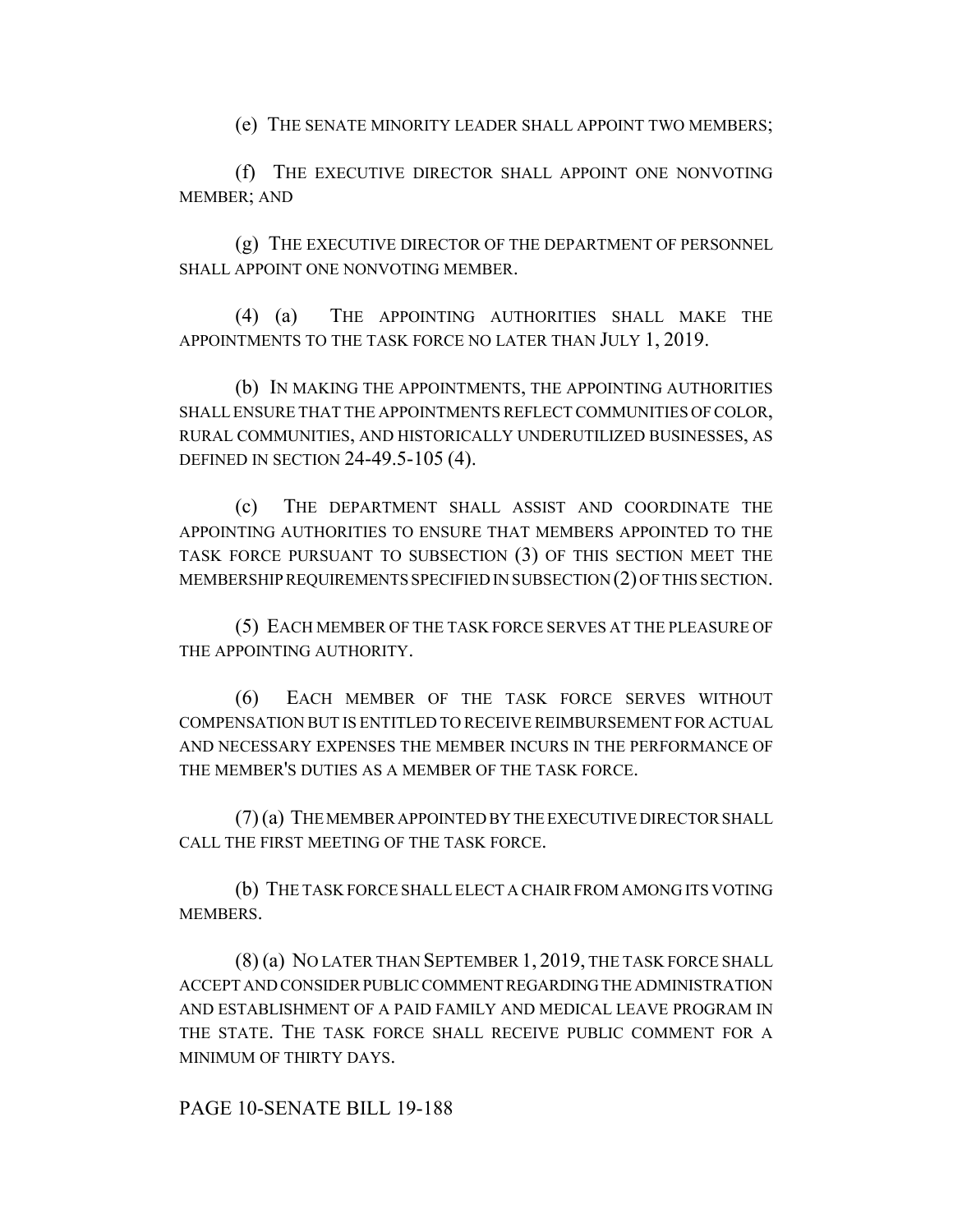(e) THE SENATE MINORITY LEADER SHALL APPOINT TWO MEMBERS;

(f) THE EXECUTIVE DIRECTOR SHALL APPOINT ONE NONVOTING MEMBER; AND

(g) THE EXECUTIVE DIRECTOR OF THE DEPARTMENT OF PERSONNEL SHALL APPOINT ONE NONVOTING MEMBER.

(4) (a) THE APPOINTING AUTHORITIES SHALL MAKE THE APPOINTMENTS TO THE TASK FORCE NO LATER THAN JULY 1, 2019.

(b) IN MAKING THE APPOINTMENTS, THE APPOINTING AUTHORITIES SHALL ENSURE THAT THE APPOINTMENTS REFLECT COMMUNITIES OF COLOR, RURAL COMMUNITIES, AND HISTORICALLY UNDERUTILIZED BUSINESSES, AS DEFINED IN SECTION 24-49.5-105 (4).

(c) THE DEPARTMENT SHALL ASSIST AND COORDINATE THE APPOINTING AUTHORITIES TO ENSURE THAT MEMBERS APPOINTED TO THE TASK FORCE PURSUANT TO SUBSECTION (3) OF THIS SECTION MEET THE MEMBERSHIP REQUIREMENTS SPECIFIED IN SUBSECTION (2) OF THIS SECTION.

(5) EACH MEMBER OF THE TASK FORCE SERVES AT THE PLEASURE OF THE APPOINTING AUTHORITY.

(6) EACH MEMBER OF THE TASK FORCE SERVES WITHOUT COMPENSATION BUT IS ENTITLED TO RECEIVE REIMBURSEMENT FOR ACTUAL AND NECESSARY EXPENSES THE MEMBER INCURS IN THE PERFORMANCE OF THE MEMBER'S DUTIES AS A MEMBER OF THE TASK FORCE.

(7) (a) THE MEMBER APPOINTED BY THE EXECUTIVE DIRECTOR SHALL CALL THE FIRST MEETING OF THE TASK FORCE.

(b) THE TASK FORCE SHALL ELECT A CHAIR FROM AMONG ITS VOTING MEMBERS.

(8) (a) NO LATER THAN SEPTEMBER 1, 2019, THE TASK FORCE SHALL ACCEPT AND CONSIDER PUBLIC COMMENT REGARDING THE ADMINISTRATION AND ESTABLISHMENT OF A PAID FAMILY AND MEDICAL LEAVE PROGRAM IN THE STATE. THE TASK FORCE SHALL RECEIVE PUBLIC COMMENT FOR A MINIMUM OF THIRTY DAYS.

PAGE 10-SENATE BILL 19-188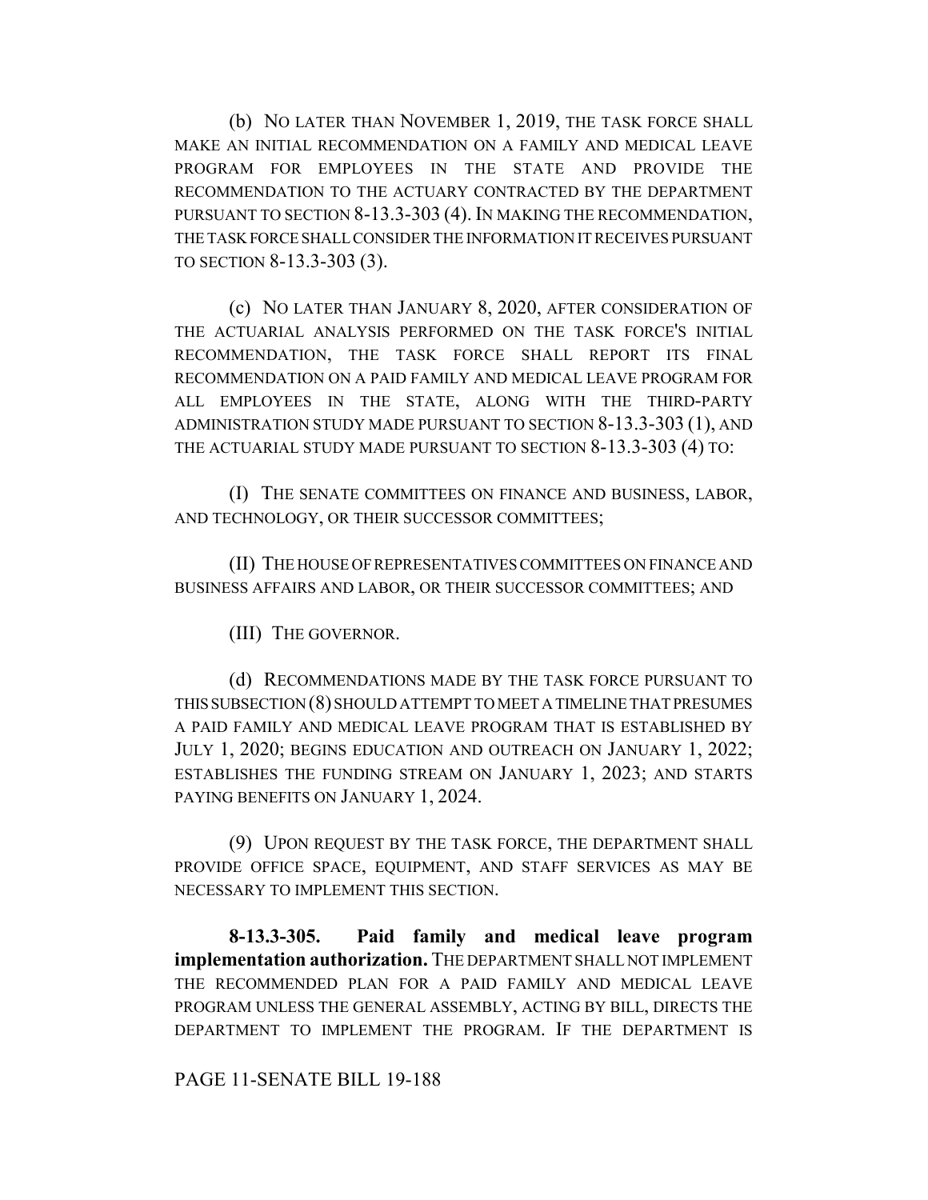(b) NO LATER THAN NOVEMBER 1, 2019, THE TASK FORCE SHALL MAKE AN INITIAL RECOMMENDATION ON A FAMILY AND MEDICAL LEAVE PROGRAM FOR EMPLOYEES IN THE STATE AND PROVIDE THE RECOMMENDATION TO THE ACTUARY CONTRACTED BY THE DEPARTMENT PURSUANT TO SECTION 8-13.3-303 (4). IN MAKING THE RECOMMENDATION, THE TASK FORCE SHALL CONSIDER THE INFORMATION IT RECEIVES PURSUANT TO SECTION 8-13.3-303 (3).

(c) NO LATER THAN JANUARY 8, 2020, AFTER CONSIDERATION OF THE ACTUARIAL ANALYSIS PERFORMED ON THE TASK FORCE'S INITIAL RECOMMENDATION, THE TASK FORCE SHALL REPORT ITS FINAL RECOMMENDATION ON A PAID FAMILY AND MEDICAL LEAVE PROGRAM FOR ALL EMPLOYEES IN THE STATE, ALONG WITH THE THIRD-PARTY ADMINISTRATION STUDY MADE PURSUANT TO SECTION 8-13.3-303 (1), AND THE ACTUARIAL STUDY MADE PURSUANT TO SECTION 8-13.3-303 (4) TO:

(I) THE SENATE COMMITTEES ON FINANCE AND BUSINESS, LABOR, AND TECHNOLOGY, OR THEIR SUCCESSOR COMMITTEES;

(II) THE HOUSE OF REPRESENTATIVES COMMITTEES ON FINANCE AND BUSINESS AFFAIRS AND LABOR, OR THEIR SUCCESSOR COMMITTEES; AND

(III) THE GOVERNOR.

(d) RECOMMENDATIONS MADE BY THE TASK FORCE PURSUANT TO THIS SUBSECTION (8) SHOULD ATTEMPT TO MEET A TIMELINE THAT PRESUMES A PAID FAMILY AND MEDICAL LEAVE PROGRAM THAT IS ESTABLISHED BY JULY 1, 2020; BEGINS EDUCATION AND OUTREACH ON JANUARY 1, 2022; ESTABLISHES THE FUNDING STREAM ON JANUARY 1, 2023; AND STARTS PAYING BENEFITS ON JANUARY 1, 2024.

(9) UPON REQUEST BY THE TASK FORCE, THE DEPARTMENT SHALL PROVIDE OFFICE SPACE, EQUIPMENT, AND STAFF SERVICES AS MAY BE NECESSARY TO IMPLEMENT THIS SECTION.

**8-13.3-305. Paid family and medical leave program implementation authorization.** THE DEPARTMENT SHALL NOT IMPLEMENT THE RECOMMENDED PLAN FOR A PAID FAMILY AND MEDICAL LEAVE PROGRAM UNLESS THE GENERAL ASSEMBLY, ACTING BY BILL, DIRECTS THE DEPARTMENT TO IMPLEMENT THE PROGRAM. IF THE DEPARTMENT IS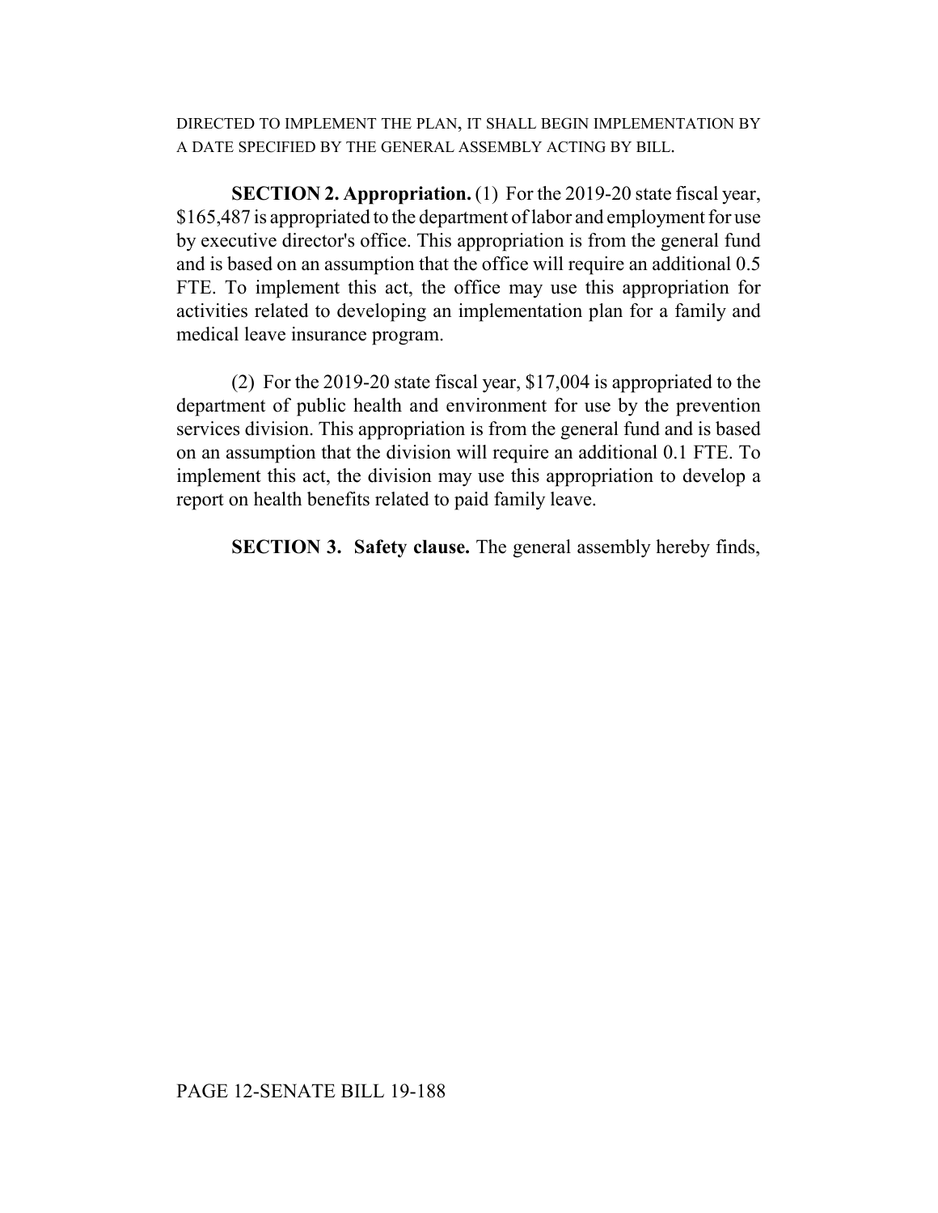DIRECTED TO IMPLEMENT THE PLAN, IT SHALL BEGIN IMPLEMENTATION BY A DATE SPECIFIED BY THE GENERAL ASSEMBLY ACTING BY BILL.

**SECTION 2. Appropriation.** (1) For the 2019-20 state fiscal year, $165,487 is appropriated to the department of labor and employment for use by executive director's office. This appropriation is from the general fund and is based on an assumption that the office will require an additional 0.5 FTE. To implement this act, the office may use this appropriation for activities related to developing an implementation plan for a family and medical leave insurance program.

(2) For the 2019-20 state fiscal year, $17,004 is appropriated to the department of public health and environment for use by the prevention services division. This appropriation is from the general fund and is based on an assumption that the division will require an additional 0.1 FTE. To implement this act, the division may use this appropriation to develop a report on health benefits related to paid family leave.

**SECTION 3. Safety clause.** The general assembly hereby finds,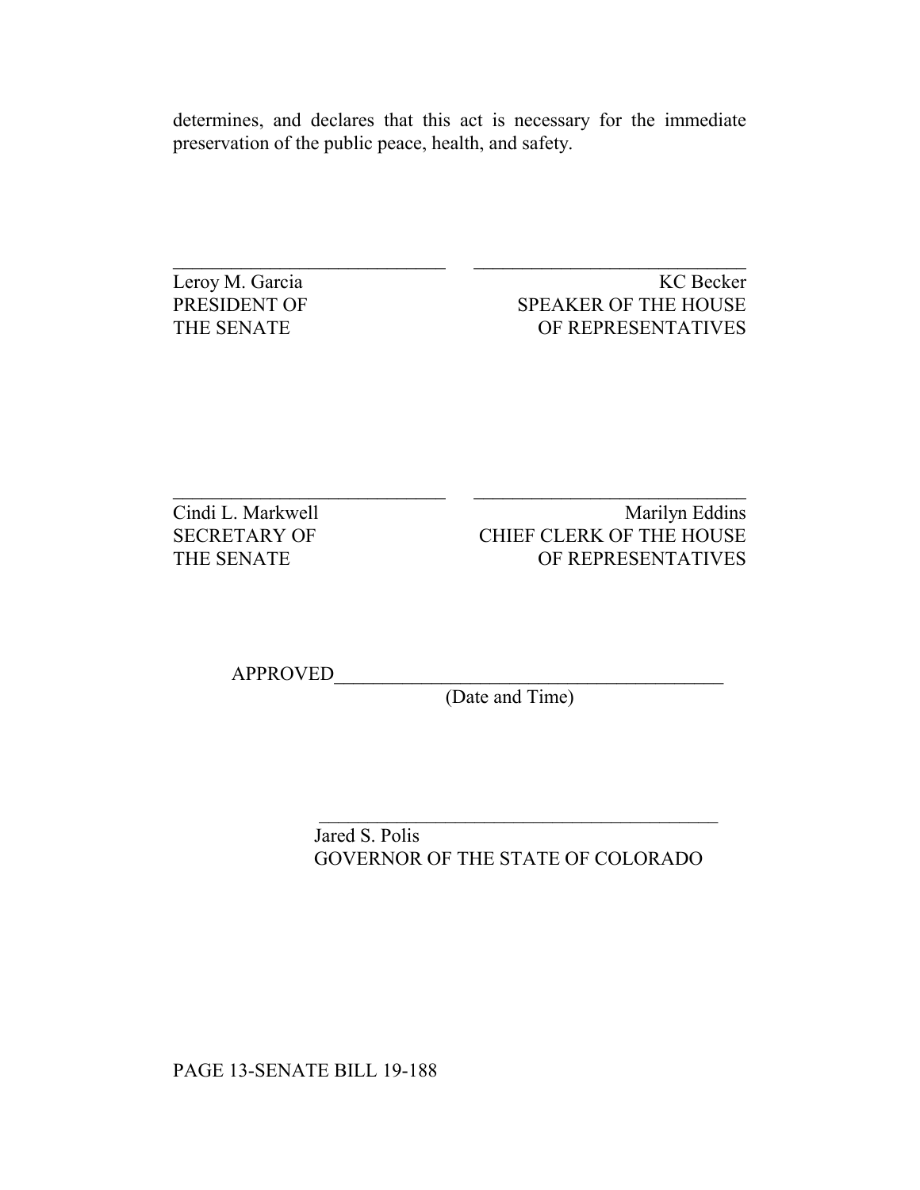determines, and declares that this act is necessary for the immediate preservation of the public peace, health, and safety.

| | |
|---|---|
| ____________________________ | ____________________________ |
| Leroy M. Garcia<br>PRESIDENT OF<br>THE SENATE | KC Becker<br>SPEAKER OF THE HOUSE<br>OF REPRESENTATIVES |
| ____________________________ | ____________________________ |
| Cindi L. Markwell<br>SECRETARY OF<br>THE SENATE | Marilyn Eddins<br>CHIEF CLERK OF THE HOUSE<br>OF REPRESENTATIVES |

APPROVED________________________________________
(Date and Time)

_________________________________________
Jared S. Polis
GOVERNOR OF THE STATE OF COLORADO

PAGE 13-SENATE BILL 19-188